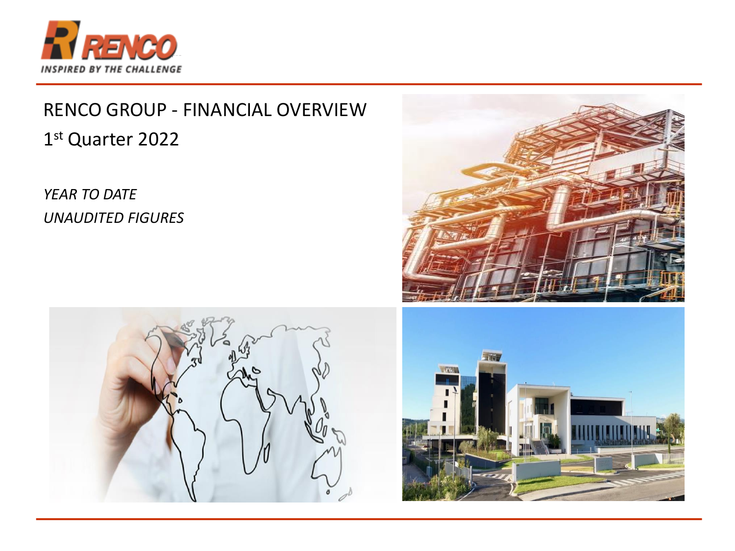RENCO

INSPIRED BY THE CHALLENGE

# RENCO GROUP - FINANCIAL OVERVIEW

## 1st Quarter 2022

*YEAR TO DATE*

*UNAUDITED FIGURES*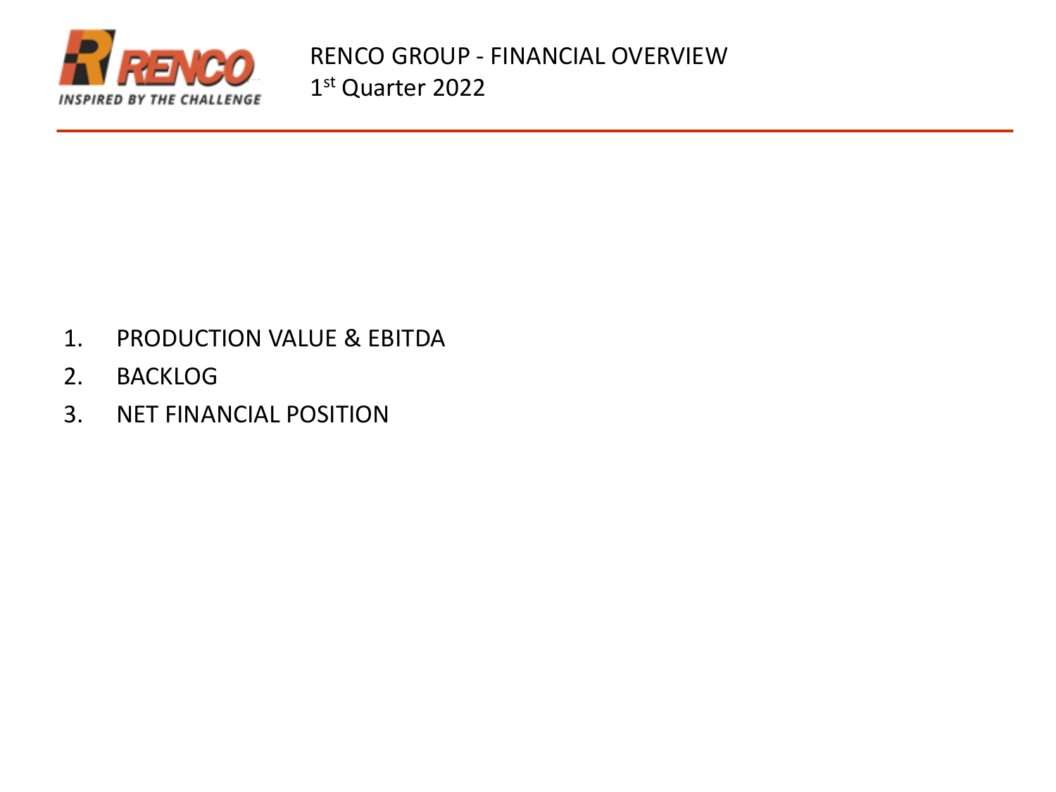# RENCO GROUP - FINANCIAL OVERVIEW

## 1st Quarter 2022

1. PRODUCTION VALUE & EBITDA
2. BACKLOG
3. NET FINANCIAL POSITION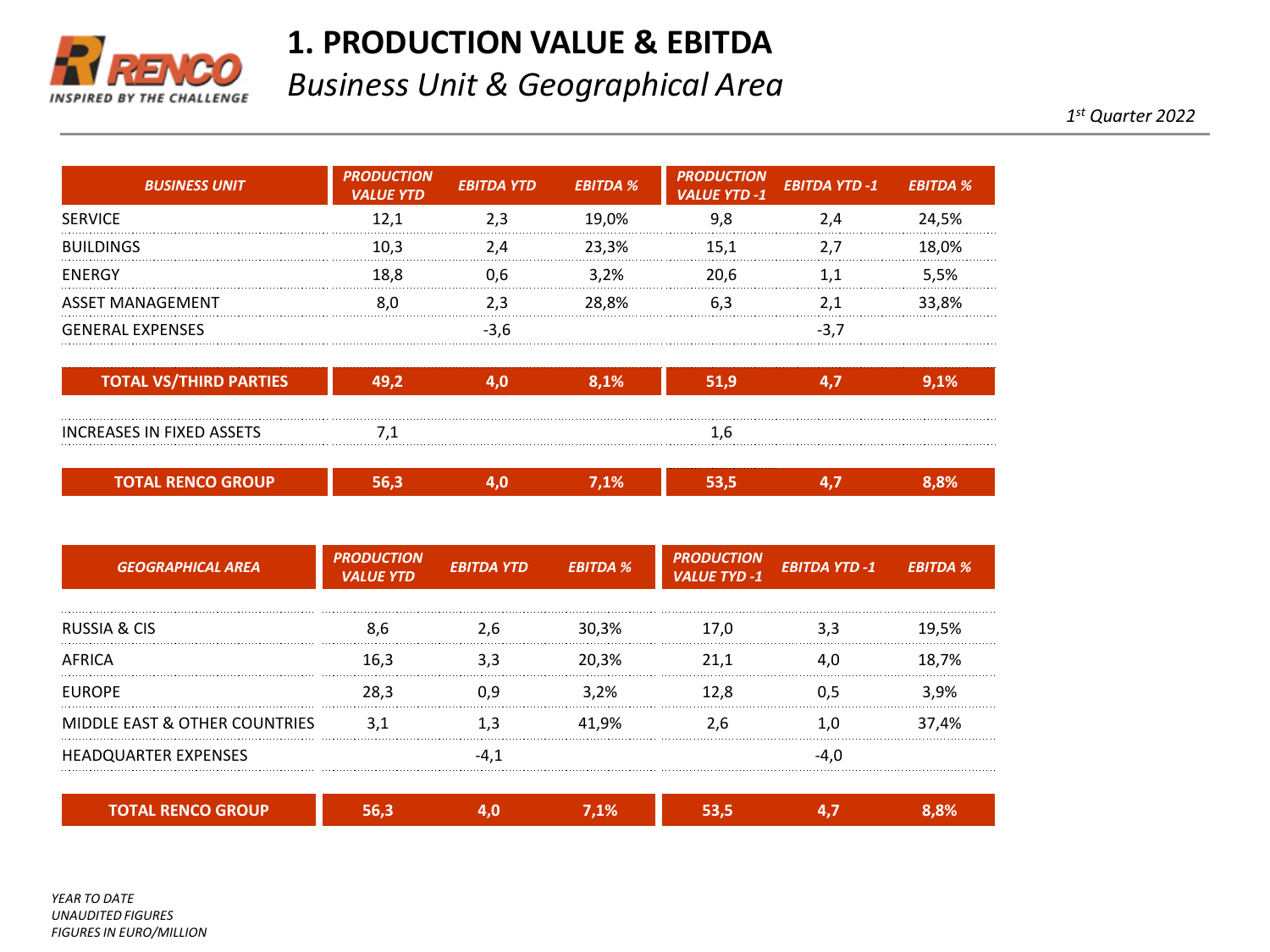RENCO
INSPIRED BY THE CHALLENGE

# 1. PRODUCTION VALUE & EBITDA

## *Business Unit & Geographical Area*

*1st Quarter 2022*

| BUSINESS UNIT | PRODUCTION VALUE YTD | EBITDA YTD | EBITDA % | PRODUCTION VALUE YTD -1 | EBITDA YTD -1 | EBITDA % |
|---|---|---|---|---|---|---|
| SERVICE | 12,1 | 2,3 | 19,0% | 9,8 | 2,4 | 24,5% |
| BUILDINGS | 10,3 | 2,4 | 23,3% | 15,1 | 2,7 | 18,0% |
| ENERGY | 18,8 | 0,6 | 3,2% | 20,6 | 1,1 | 5,5% |
| ASSET MANAGEMENT | 8,0 | 2,3 | 28,8% | 6,3 | 2,1 | 33,8% |
| GENERAL EXPENSES | | -3,6 | | | -3,7 | |
| **TOTAL VS/THIRD PARTIES** | **49,2** | **4,0** | **8,1%** | **51,9** | **4,7** | **9,1%** |
| INCREASES IN FIXED ASSETS | 7,1 | | | 1,6 | | |
| **TOTAL RENCO GROUP** | **56,3** | **4,0** | **7,1%** | **53,5** | **4,7** | **8,8%** |

| GEOGRAPHICAL AREA | PRODUCTION VALUE YTD | EBITDA YTD | EBITDA % | PRODUCTION VALUE TYD -1 | EBITDA YTD -1 | EBITDA % |
|---|---|---|---|---|---|---|
| RUSSIA & CIS | 8,6 | 2,6 | 30,3% | 17,0 | 3,3 | 19,5% |
| AFRICA | 16,3 | 3,3 | 20,3% | 21,1 | 4,0 | 18,7% |
| EUROPE | 28,3 | 0,9 | 3,2% | 12,8 | 0,5 | 3,9% |
| MIDDLE EAST & OTHER COUNTRIES | 3,1 | 1,3 | 41,9% | 2,6 | 1,0 | 37,4% |
| HEADQUARTER EXPENSES | | -4,1 | | | -4,0 | |
| **TOTAL RENCO GROUP** | **56,3** | **4,0** | **7,1%** | **53,5** | **4,7** | **8,8%** |

*YEAR TO DATE*
*UNAUDITED FIGURES*
*FIGURES IN EURO/MILLION*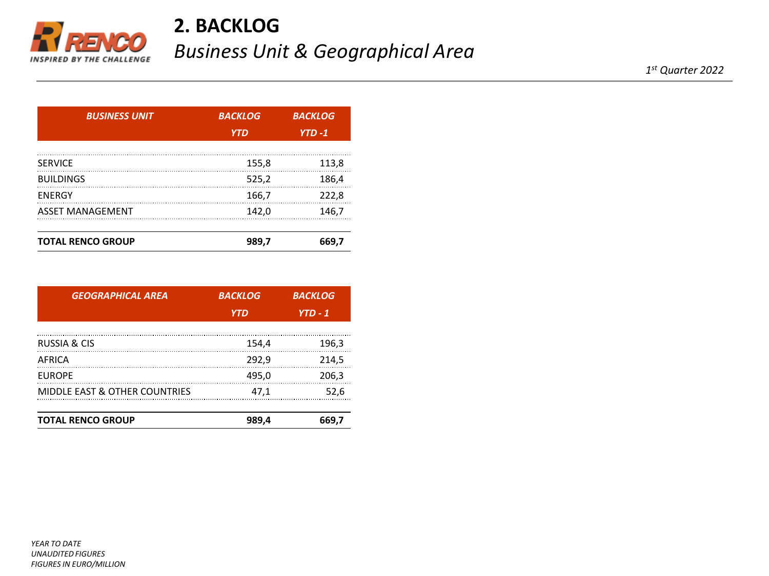## 2. BACKLOG

*Business Unit & Geographical Area*

*1st Quarter 2022*

| BUSINESS UNIT | BACKLOG YTD | BACKLOG YTD -1 |
|---|---|---|
| SERVICE | 155,8 | 113,8 |
| BUILDINGS | 525,2 | 186,4 |
| ENERGY | 166,7 | 222,8 |
| ASSET MANAGEMENT | 142,0 | 146,7 |
| **TOTAL RENCO GROUP** | **989,7** | **669,7** |

| GEOGRAPHICAL AREA | BACKLOG YTD | BACKLOG YTD - 1 |
|---|---|---|
| RUSSIA & CIS | 154,4 | 196,3 |
| AFRICA | 292,9 | 214,5 |
| EUROPE | 495,0 | 206,3 |
| MIDDLE EAST & OTHER COUNTRIES | 47,1 | 52,6 |
| **TOTAL RENCO GROUP** | **989,4** | **669,7** |

*YEAR TO DATE*
*UNAUDITED FIGURES*
*FIGURES IN EURO/MILLION*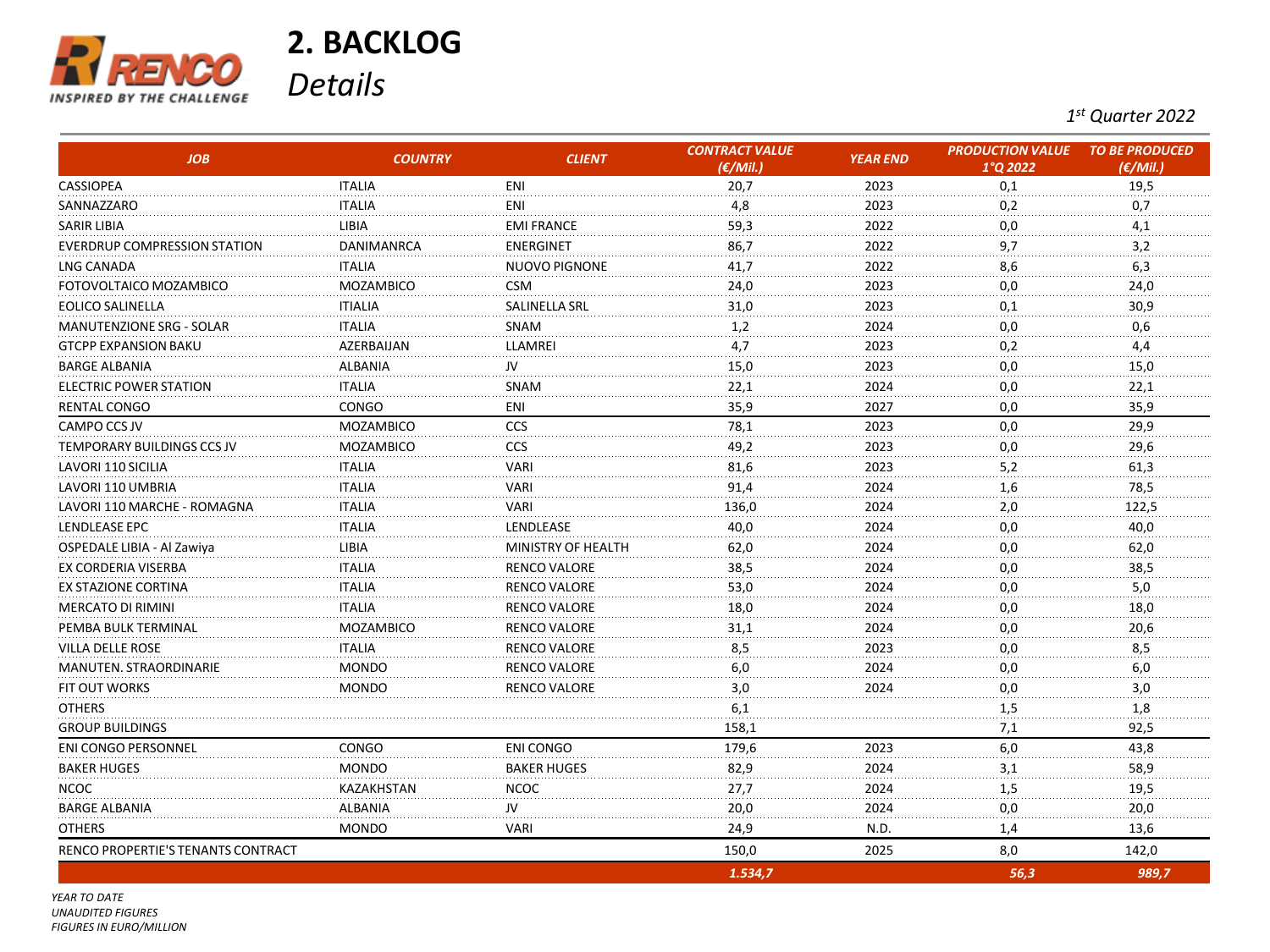RENCO
INSPIRED BY THE CHALLENGE

# 2. BACKLOG

*Details*

*1st Quarter 2022*

| JOB | COUNTRY | CLIENT | CONTRACT VALUE (€/Mil.) | YEAR END | PRODUCTION VALUE 1°Q 2022 | TO BE PRODUCED (€/Mil.) |
|---|---|---|---|---|---|---|
| CASSIOPEA | ITALIA | ENI | 20,7 | 2023 | 0,1 | 19,5 |
| SANNAZZARO | ITALIA | ENI | 4,8 | 2023 | 0,2 | 0,7 |
| SARIR LIBIA | LIBIA | EMI FRANCE | 59,3 | 2022 | 0,0 | 4,1 |
| EVERDRUP COMPRESSION STATION | DANIMANRCA | ENERGINET | 86,7 | 2022 | 9,7 | 3,2 |
| LNG CANADA | ITALIA | NUOVO PIGNONE | 41,7 | 2022 | 8,6 | 6,3 |
| FOTOVOLTAICO MOZAMBICO | MOZAMBICO | CSM | 24,0 | 2023 | 0,0 | 24,0 |
| EOLICO SALINELLA | ITIALIA | SALINELLA SRL | 31,0 | 2023 | 0,1 | 30,9 |
| MANUTENZIONE SRG - SOLAR | ITALIA | SNAM | 1,2 | 2024 | 0,0 | 0,6 |
| GTCPP EXPANSION BAKU | AZERBAIJAN | LLAMREI | 4,7 | 2023 | 0,2 | 4,4 |
| BARGE ALBANIA | ALBANIA | JV | 15,0 | 2023 | 0,0 | 15,0 |
| ELECTRIC POWER STATION | ITALIA | SNAM | 22,1 | 2024 | 0,0 | 22,1 |
| RENTAL CONGO | CONGO | ENI | 35,9 | 2027 | 0,0 | 35,9 |
| CAMPO CCS JV | MOZAMBICO | CCS | 78,1 | 2023 | 0,0 | 29,9 |
| TEMPORARY BUILDINGS CCS JV | MOZAMBICO | CCS | 49,2 | 2023 | 0,0 | 29,6 |
| LAVORI 110 SICILIA | ITALIA | VARI | 81,6 | 2023 | 5,2 | 61,3 |
| LAVORI 110 UMBRIA | ITALIA | VARI | 91,4 | 2024 | 1,6 | 78,5 |
| LAVORI 110 MARCHE - ROMAGNA | ITALIA | VARI | 136,0 | 2024 | 2,0 | 122,5 |
| LENDLEASE EPC | ITALIA | LENDLEASE | 40,0 | 2024 | 0,0 | 40,0 |
| OSPEDALE LIBIA - Al Zawiya | LIBIA | MINISTRY OF HEALTH | 62,0 | 2024 | 0,0 | 62,0 |
| EX CORDERIA VISERBA | ITALIA | RENCO VALORE | 38,5 | 2024 | 0,0 | 38,5 |
| EX STAZIONE CORTINA | ITALIA | RENCO VALORE | 53,0 | 2024 | 0,0 | 5,0 |
| MERCATO DI RIMINI | ITALIA | RENCO VALORE | 18,0 | 2024 | 0,0 | 18,0 |
| PEMBA BULK TERMINAL | MOZAMBICO | RENCO VALORE | 31,1 | 2024 | 0,0 | 20,6 |
| VILLA DELLE ROSE | ITALIA | RENCO VALORE | 8,5 | 2023 | 0,0 | 8,5 |
| MANUTEN. STRAORDINARIE | MONDO | RENCO VALORE | 6,0 | 2024 | 0,0 | 6,0 |
| FIT OUT WORKS | MONDO | RENCO VALORE | 3,0 | 2024 | 0,0 | 3,0 |
| OTHERS | | | 6,1 | | 1,5 | 1,8 |
| GROUP BUILDINGS | | | 158,1 | | 7,1 | 92,5 |
| ENI CONGO PERSONNEL | CONGO | ENI CONGO | 179,6 | 2023 | 6,0 | 43,8 |
| BAKER HUGES | MONDO | BAKER HUGES | 82,9 | 2024 | 3,1 | 58,9 |
| NCOC | KAZAKHSTAN | NCOC | 27,7 | 2024 | 1,5 | 19,5 |
| BARGE ALBANIA | ALBANIA | JV | 20,0 | 2024 | 0,0 | 20,0 |
| OTHERS | MONDO | VARI | 24,9 | N.D. | 1,4 | 13,6 |
| RENCO PROPERTIE'S TENANTS CONTRACT | | | 150,0 | 2025 | 8,0 | 142,0 |
| | | | *1.534,7* | | *56,3* | *989,7* |

*YEAR TO DATE*
*UNAUDITED FIGURES*
*FIGURES IN EURO/MILLION*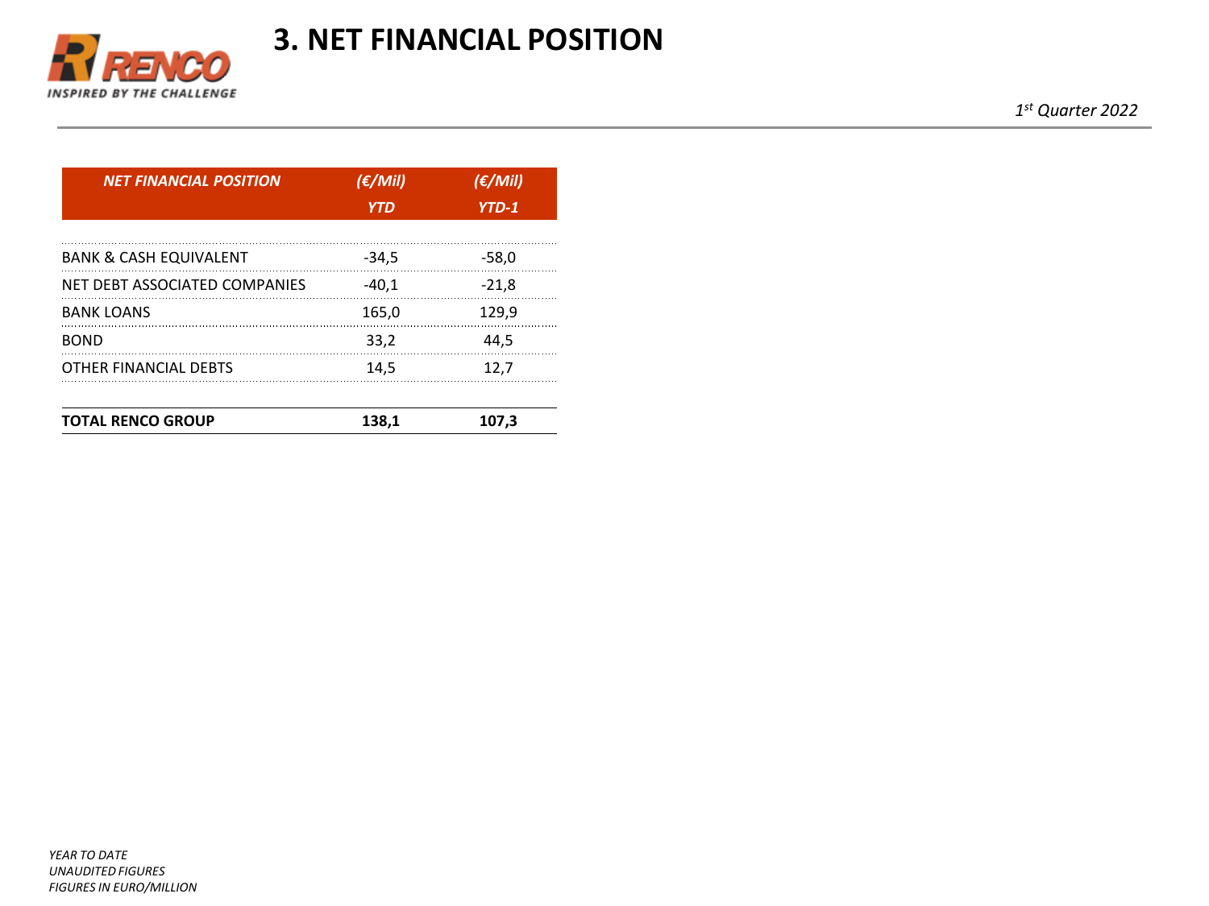# 3. NET FINANCIAL POSITION

*1st Quarter 2022*

| ***NET FINANCIAL POSITION*** | ***(€/Mil) YTD*** | ***(€/Mil) YTD-1*** |
|---|---|---|
| BANK & CASH EQUIVALENT | -34,5 | -58,0 |
| NET DEBT ASSOCIATED COMPANIES | -40,1 | -21,8 |
| BANK LOANS | 165,0 | 129,9 |
| BOND | 33,2 | 44,5 |
| OTHER FINANCIAL DEBTS | 14,5 | 12,7 |
| **TOTAL RENCO GROUP** | **138,1** | **107,3** |

*YEAR TO DATE*
*UNAUDITED FIGURES*
*FIGURES IN EURO/MILLION*